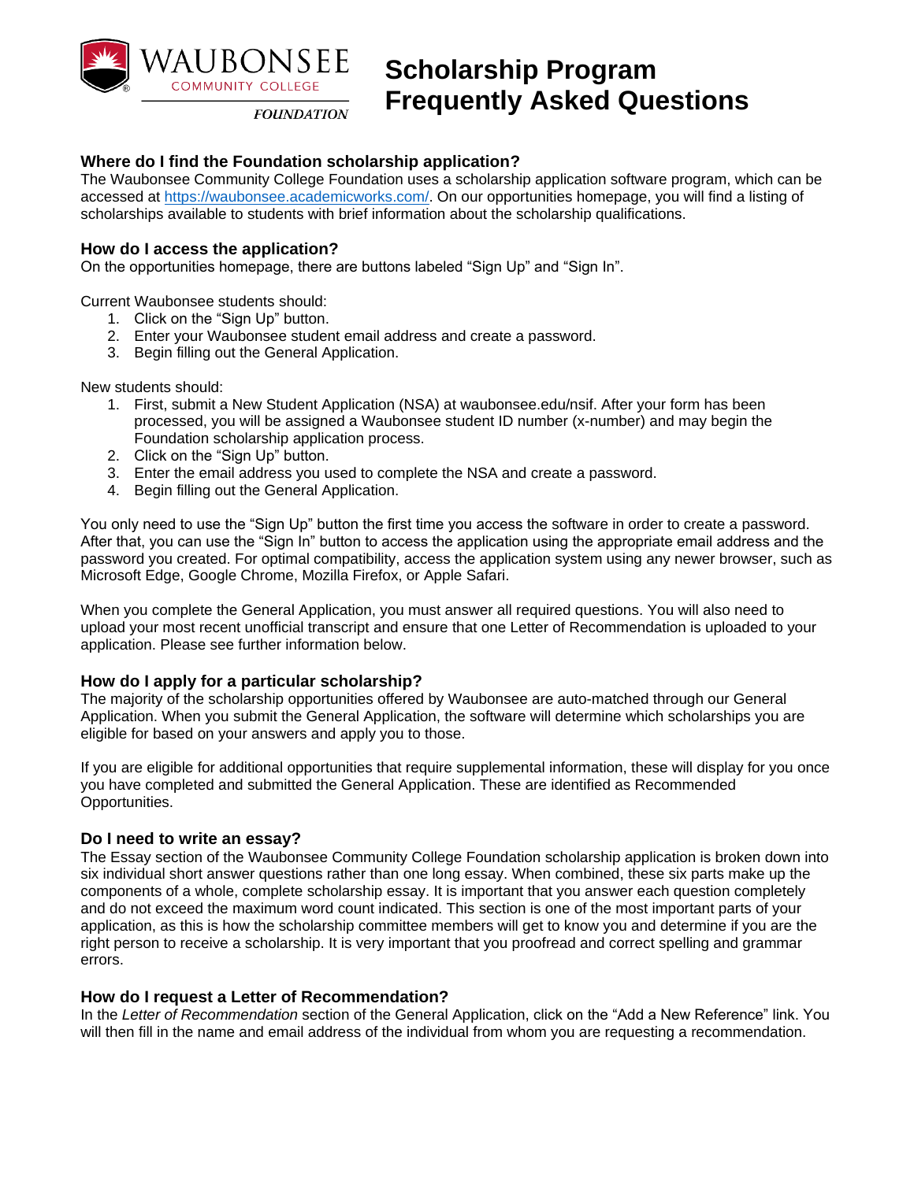# Scholarship Program Frequently Asked Questions

WAUBONSEE COMMUNITY COLLEGE FOUNDATION

### Where do I find the Foundation scholarship application?

The Waubonsee Community College Foundation uses a scholarship application software program, which can be accessed at https://waubonsee.academicworks.com/. On our opportunities homepage, you will find a listing of scholarships available to students with brief information about the scholarship qualifications.

### How do I access the application?

On the opportunities homepage, there are buttons labeled "Sign Up" and "Sign In".

Current Waubonsee students should:

1. Click on the "Sign Up" button.
2. Enter your Waubonsee student email address and create a password.
3. Begin filling out the General Application.

New students should:

1. First, submit a New Student Application (NSA) at waubonsee.edu/nsif. After your form has been processed, you will be assigned a Waubonsee student ID number (x-number) and may begin the Foundation scholarship application process.
2. Click on the "Sign Up" button.
3. Enter the email address you used to complete the NSA and create a password.
4. Begin filling out the General Application.

You only need to use the "Sign Up" button the first time you access the software in order to create a password. After that, you can use the "Sign In" button to access the application using the appropriate email address and the password you created. For optimal compatibility, access the application system using any newer browser, such as Microsoft Edge, Google Chrome, Mozilla Firefox, or Apple Safari.

When you complete the General Application, you must answer all required questions. You will also need to upload your most recent unofficial transcript and ensure that one Letter of Recommendation is uploaded to your application. Please see further information below.

### How do I apply for a particular scholarship?

The majority of the scholarship opportunities offered by Waubonsee are auto-matched through our General Application. When you submit the General Application, the software will determine which scholarships you are eligible for based on your answers and apply you to those.

If you are eligible for additional opportunities that require supplemental information, these will display for you once you have completed and submitted the General Application. These are identified as Recommended Opportunities.

### Do I need to write an essay?

The Essay section of the Waubonsee Community College Foundation scholarship application is broken down into six individual short answer questions rather than one long essay. When combined, these six parts make up the components of a whole, complete scholarship essay. It is important that you answer each question completely and do not exceed the maximum word count indicated. This section is one of the most important parts of your application, as this is how the scholarship committee members will get to know you and determine if you are the right person to receive a scholarship. It is very important that you proofread and correct spelling and grammar errors.

### How do I request a Letter of Recommendation?

In the *Letter of Recommendation* section of the General Application, click on the "Add a New Reference" link. You will then fill in the name and email address of the individual from whom you are requesting a recommendation.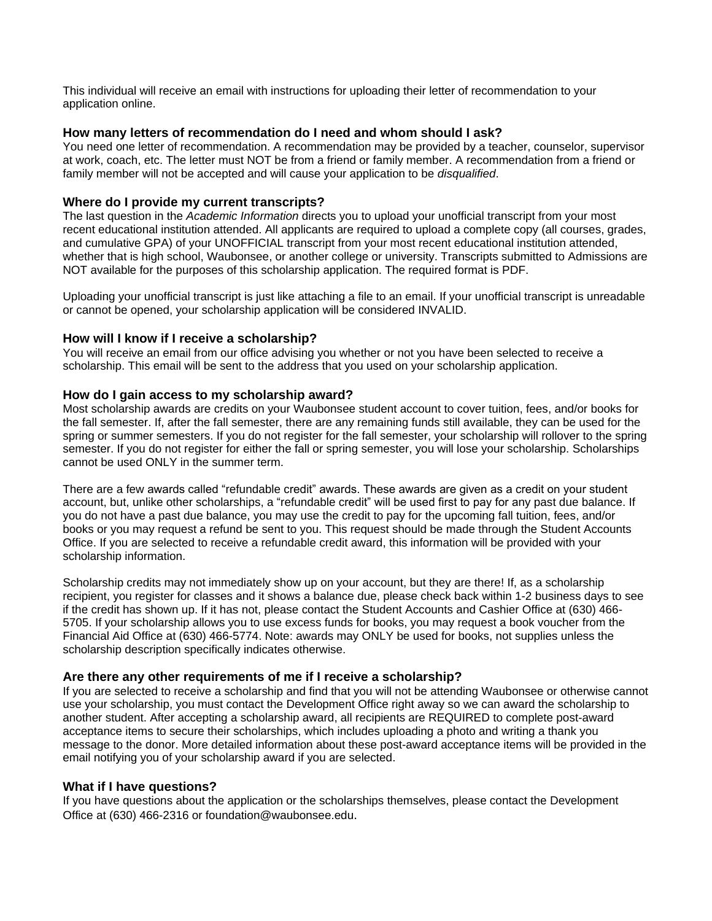This individual will receive an email with instructions for uploading their letter of recommendation to your application online.

### How many letters of recommendation do I need and whom should I ask?

You need one letter of recommendation. A recommendation may be provided by a teacher, counselor, supervisor at work, coach, etc. The letter must NOT be from a friend or family member. A recommendation from a friend or family member will not be accepted and will cause your application to be *disqualified*.

### Where do I provide my current transcripts?

The last question in the *Academic Information* directs you to upload your unofficial transcript from your most recent educational institution attended. All applicants are required to upload a complete copy (all courses, grades, and cumulative GPA) of your UNOFFICIAL transcript from your most recent educational institution attended, whether that is high school, Waubonsee, or another college or university. Transcripts submitted to Admissions are NOT available for the purposes of this scholarship application. The required format is PDF.

Uploading your unofficial transcript is just like attaching a file to an email. If your unofficial transcript is unreadable or cannot be opened, your scholarship application will be considered INVALID.

### How will I know if I receive a scholarship?

You will receive an email from our office advising you whether or not you have been selected to receive a scholarship. This email will be sent to the address that you used on your scholarship application.

### How do I gain access to my scholarship award?

Most scholarship awards are credits on your Waubonsee student account to cover tuition, fees, and/or books for the fall semester. If, after the fall semester, there are any remaining funds still available, they can be used for the spring or summer semesters. If you do not register for the fall semester, your scholarship will rollover to the spring semester. If you do not register for either the fall or spring semester, you will lose your scholarship. Scholarships cannot be used ONLY in the summer term.

There are a few awards called "refundable credit" awards. These awards are given as a credit on your student account, but, unlike other scholarships, a "refundable credit" will be used first to pay for any past due balance. If you do not have a past due balance, you may use the credit to pay for the upcoming fall tuition, fees, and/or books or you may request a refund be sent to you. This request should be made through the Student Accounts Office. If you are selected to receive a refundable credit award, this information will be provided with your scholarship information.

Scholarship credits may not immediately show up on your account, but they are there! If, as a scholarship recipient, you register for classes and it shows a balance due, please check back within 1-2 business days to see if the credit has shown up. If it has not, please contact the Student Accounts and Cashier Office at (630) 466-5705. If your scholarship allows you to use excess funds for books, you may request a book voucher from the Financial Aid Office at (630) 466-5774. Note: awards may ONLY be used for books, not supplies unless the scholarship description specifically indicates otherwise.

### Are there any other requirements of me if I receive a scholarship?

If you are selected to receive a scholarship and find that you will not be attending Waubonsee or otherwise cannot use your scholarship, you must contact the Development Office right away so we can award the scholarship to another student. After accepting a scholarship award, all recipients are REQUIRED to complete post-award acceptance items to secure their scholarships, which includes uploading a photo and writing a thank you message to the donor. More detailed information about these post-award acceptance items will be provided in the email notifying you of your scholarship award if you are selected.

### What if I have questions?

If you have questions about the application or the scholarships themselves, please contact the Development Office at (630) 466-2316 or foundation@waubonsee.edu.